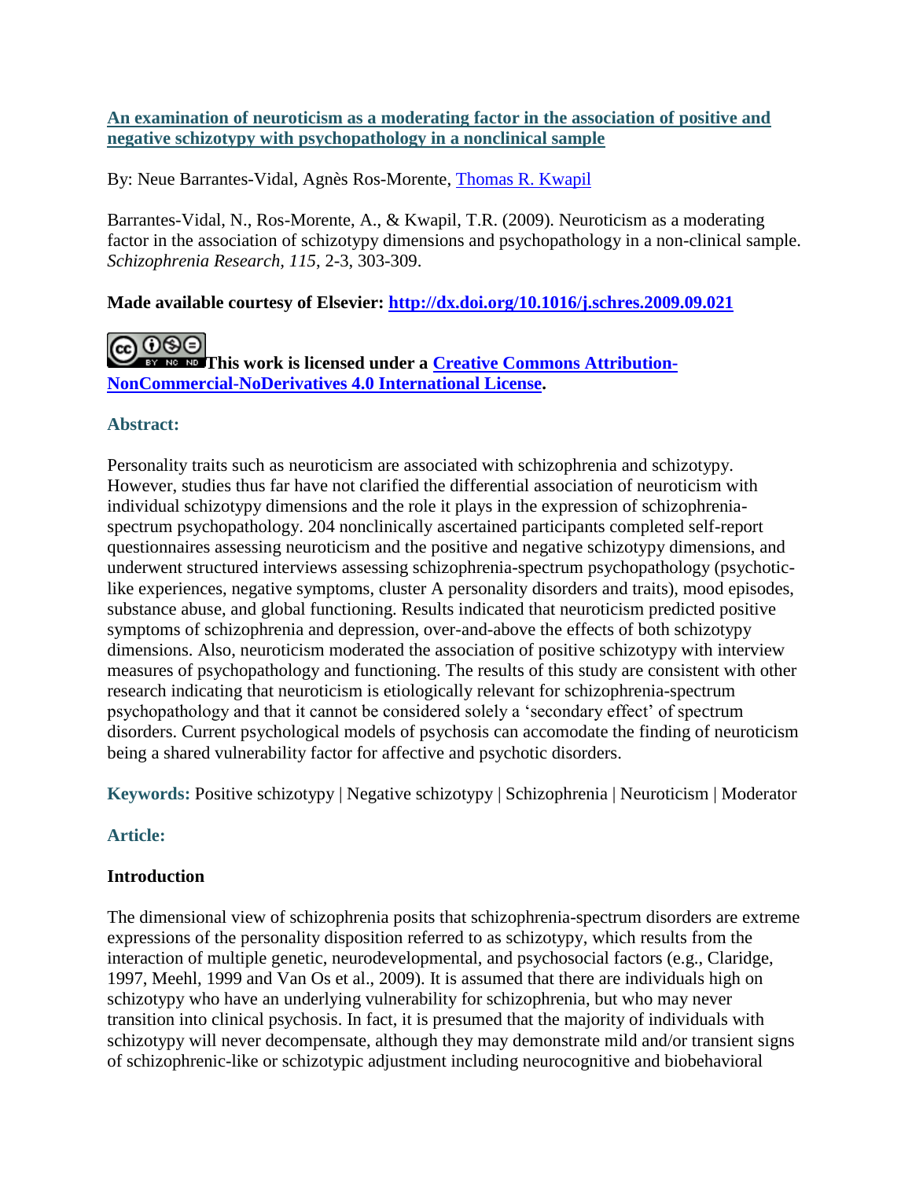**An examination of neuroticism as a moderating factor in the association of positive and negative schizotypy with psychopathology in a nonclinical sample**

By: Neue Barrantes-Vidal, Agnès Ros-Morente, Thomas R. Kwapil

Barrantes-Vidal, N., Ros-Morente, A., & Kwapil, T.R. (2009). Neuroticism as a moderating factor in the association of schizotypy dimensions and psychopathology in a non-clinical sample. *Schizophrenia Research, 115*, 2-3, 303-309.

**Made available courtesy of Elsevier: http://dx.doi.org/10.1016/j.schres.2009.09.021**

**This work is licensed under a Creative Commons Attribution-NonCommercial-NoDerivatives 4.0 International License.**

## Abstract:

Personality traits such as neuroticism are associated with schizophrenia and schizotypy. However, studies thus far have not clarified the differential association of neuroticism with individual schizotypy dimensions and the role it plays in the expression of schizophrenia-spectrum psychopathology. 204 nonclinically ascertained participants completed self-report questionnaires assessing neuroticism and the positive and negative schizotypy dimensions, and underwent structured interviews assessing schizophrenia-spectrum psychopathology (psychotic-like experiences, negative symptoms, cluster A personality disorders and traits), mood episodes, substance abuse, and global functioning. Results indicated that neuroticism predicted positive symptoms of schizophrenia and depression, over-and-above the effects of both schizotypy dimensions. Also, neuroticism moderated the association of positive schizotypy with interview measures of psychopathology and functioning. The results of this study are consistent with other research indicating that neuroticism is etiologically relevant for schizophrenia-spectrum psychopathology and that it cannot be considered solely a 'secondary effect' of spectrum disorders. Current psychological models of psychosis can accomodate the finding of neuroticism being a shared vulnerability factor for affective and psychotic disorders.

**Keywords:** Positive schizotypy | Negative schizotypy | Schizophrenia | Neuroticism | Moderator

## Article:

### Introduction

The dimensional view of schizophrenia posits that schizophrenia-spectrum disorders are extreme expressions of the personality disposition referred to as schizotypy, which results from the interaction of multiple genetic, neurodevelopmental, and psychosocial factors (e.g., Claridge, 1997, Meehl, 1999 and Van Os et al., 2009). It is assumed that there are individuals high on schizotypy who have an underlying vulnerability for schizophrenia, but who may never transition into clinical psychosis. In fact, it is presumed that the majority of individuals with schizotypy will never decompensate, although they may demonstrate mild and/or transient signs of schizophrenic-like or schizotypic adjustment including neurocognitive and biobehavioral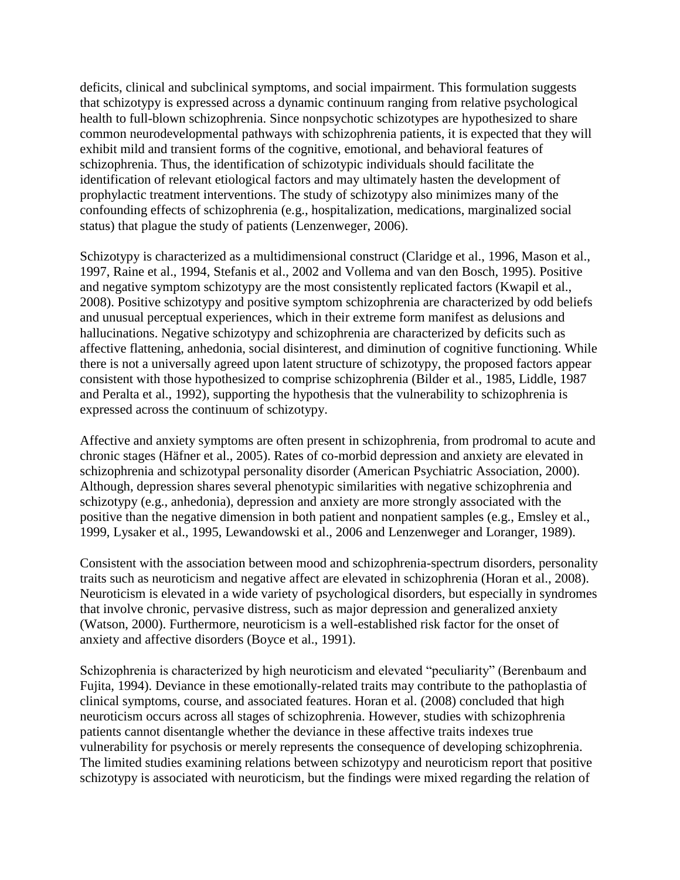deficits, clinical and subclinical symptoms, and social impairment. This formulation suggests that schizotypy is expressed across a dynamic continuum ranging from relative psychological health to full-blown schizophrenia. Since nonpsychotic schizotypes are hypothesized to share common neurodevelopmental pathways with schizophrenia patients, it is expected that they will exhibit mild and transient forms of the cognitive, emotional, and behavioral features of schizophrenia. Thus, the identification of schizotypic individuals should facilitate the identification of relevant etiological factors and may ultimately hasten the development of prophylactic treatment interventions. The study of schizotypy also minimizes many of the confounding effects of schizophrenia (e.g., hospitalization, medications, marginalized social status) that plague the study of patients (Lenzenweger, 2006).

Schizotypy is characterized as a multidimensional construct (Claridge et al., 1996, Mason et al., 1997, Raine et al., 1994, Stefanis et al., 2002 and Vollema and van den Bosch, 1995). Positive and negative symptom schizotypy are the most consistently replicated factors (Kwapil et al., 2008). Positive schizotypy and positive symptom schizophrenia are characterized by odd beliefs and unusual perceptual experiences, which in their extreme form manifest as delusions and hallucinations. Negative schizotypy and schizophrenia are characterized by deficits such as affective flattening, anhedonia, social disinterest, and diminution of cognitive functioning. While there is not a universally agreed upon latent structure of schizotypy, the proposed factors appear consistent with those hypothesized to comprise schizophrenia (Bilder et al., 1985, Liddle, 1987 and Peralta et al., 1992), supporting the hypothesis that the vulnerability to schizophrenia is expressed across the continuum of schizotypy.

Affective and anxiety symptoms are often present in schizophrenia, from prodromal to acute and chronic stages (Häfner et al., 2005). Rates of co-morbid depression and anxiety are elevated in schizophrenia and schizotypal personality disorder (American Psychiatric Association, 2000). Although, depression shares several phenotypic similarities with negative schizophrenia and schizotypy (e.g., anhedonia), depression and anxiety are more strongly associated with the positive than the negative dimension in both patient and nonpatient samples (e.g., Emsley et al., 1999, Lysaker et al., 1995, Lewandowski et al., 2006 and Lenzenweger and Loranger, 1989).

Consistent with the association between mood and schizophrenia-spectrum disorders, personality traits such as neuroticism and negative affect are elevated in schizophrenia (Horan et al., 2008). Neuroticism is elevated in a wide variety of psychological disorders, but especially in syndromes that involve chronic, pervasive distress, such as major depression and generalized anxiety (Watson, 2000). Furthermore, neuroticism is a well-established risk factor for the onset of anxiety and affective disorders (Boyce et al., 1991).

Schizophrenia is characterized by high neuroticism and elevated "peculiarity" (Berenbaum and Fujita, 1994). Deviance in these emotionally-related traits may contribute to the pathoplastia of clinical symptoms, course, and associated features. Horan et al. (2008) concluded that high neuroticism occurs across all stages of schizophrenia. However, studies with schizophrenia patients cannot disentangle whether the deviance in these affective traits indexes true vulnerability for psychosis or merely represents the consequence of developing schizophrenia. The limited studies examining relations between schizotypy and neuroticism report that positive schizotypy is associated with neuroticism, but the findings were mixed regarding the relation of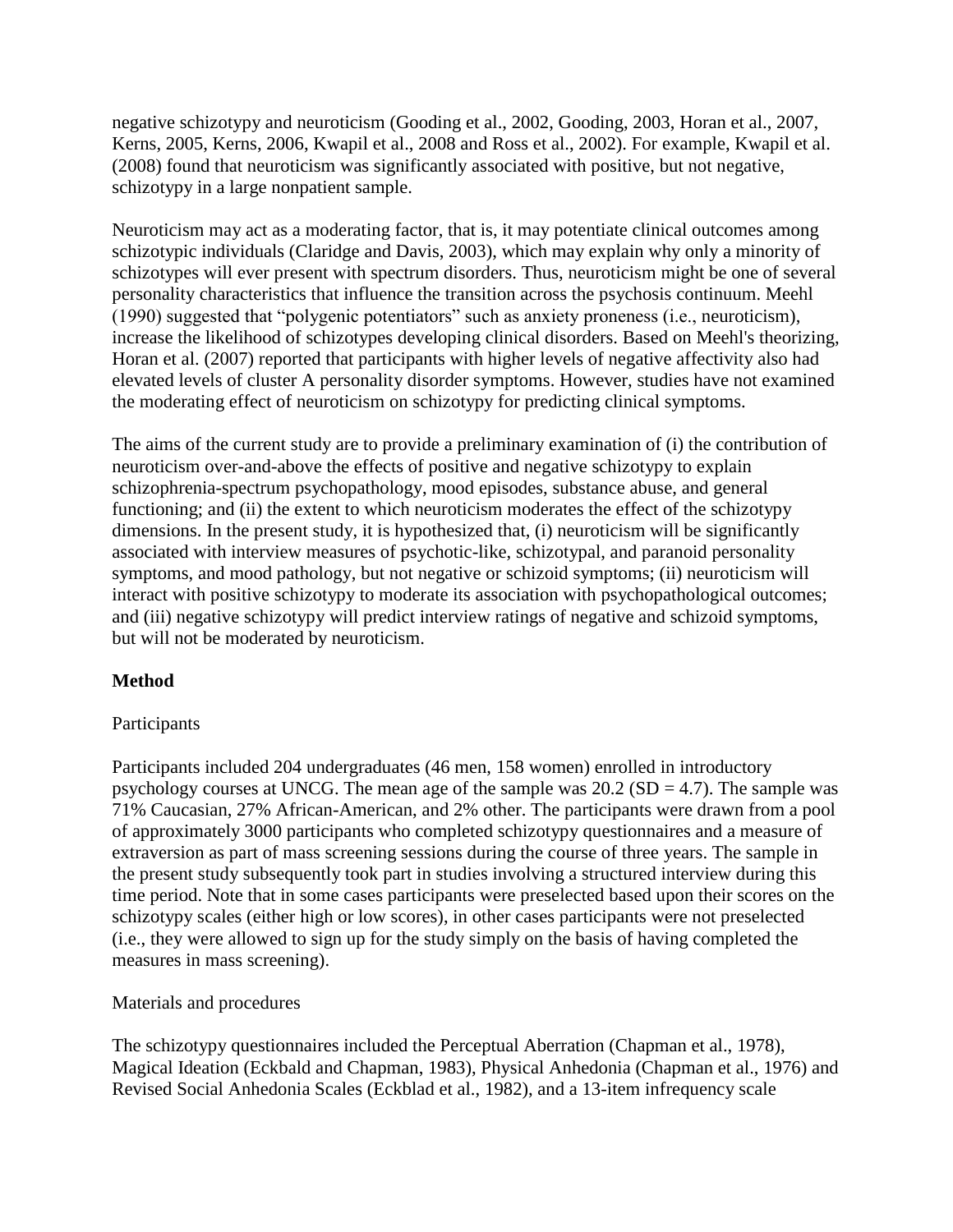negative schizotypy and neuroticism (Gooding et al., 2002, Gooding, 2003, Horan et al., 2007, Kerns, 2005, Kerns, 2006, Kwapil et al., 2008 and Ross et al., 2002). For example, Kwapil et al. (2008) found that neuroticism was significantly associated with positive, but not negative, schizotypy in a large nonpatient sample.

Neuroticism may act as a moderating factor, that is, it may potentiate clinical outcomes among schizotypic individuals (Claridge and Davis, 2003), which may explain why only a minority of schizotypes will ever present with spectrum disorders. Thus, neuroticism might be one of several personality characteristics that influence the transition across the psychosis continuum. Meehl (1990) suggested that "polygenic potentiators" such as anxiety proneness (i.e., neuroticism), increase the likelihood of schizotypes developing clinical disorders. Based on Meehl's theorizing, Horan et al. (2007) reported that participants with higher levels of negative affectivity also had elevated levels of cluster A personality disorder symptoms. However, studies have not examined the moderating effect of neuroticism on schizotypy for predicting clinical symptoms.

The aims of the current study are to provide a preliminary examination of (i) the contribution of neuroticism over-and-above the effects of positive and negative schizotypy to explain schizophrenia-spectrum psychopathology, mood episodes, substance abuse, and general functioning; and (ii) the extent to which neuroticism moderates the effect of the schizotypy dimensions. In the present study, it is hypothesized that, (i) neuroticism will be significantly associated with interview measures of psychotic-like, schizotypal, and paranoid personality symptoms, and mood pathology, but not negative or schizoid symptoms; (ii) neuroticism will interact with positive schizotypy to moderate its association with psychopathological outcomes; and (iii) negative schizotypy will predict interview ratings of negative and schizoid symptoms, but will not be moderated by neuroticism.

## Method

### Participants

Participants included 204 undergraduates (46 men, 158 women) enrolled in introductory psychology courses at UNCG. The mean age of the sample was 20.2 (SD = 4.7). The sample was 71% Caucasian, 27% African-American, and 2% other. The participants were drawn from a pool of approximately 3000 participants who completed schizotypy questionnaires and a measure of extraversion as part of mass screening sessions during the course of three years. The sample in the present study subsequently took part in studies involving a structured interview during this time period. Note that in some cases participants were preselected based upon their scores on the schizotypy scales (either high or low scores), in other cases participants were not preselected (i.e., they were allowed to sign up for the study simply on the basis of having completed the measures in mass screening).

### Materials and procedures

The schizotypy questionnaires included the Perceptual Aberration (Chapman et al., 1978), Magical Ideation (Eckbald and Chapman, 1983), Physical Anhedonia (Chapman et al., 1976) and Revised Social Anhedonia Scales (Eckblad et al., 1982), and a 13-item infrequency scale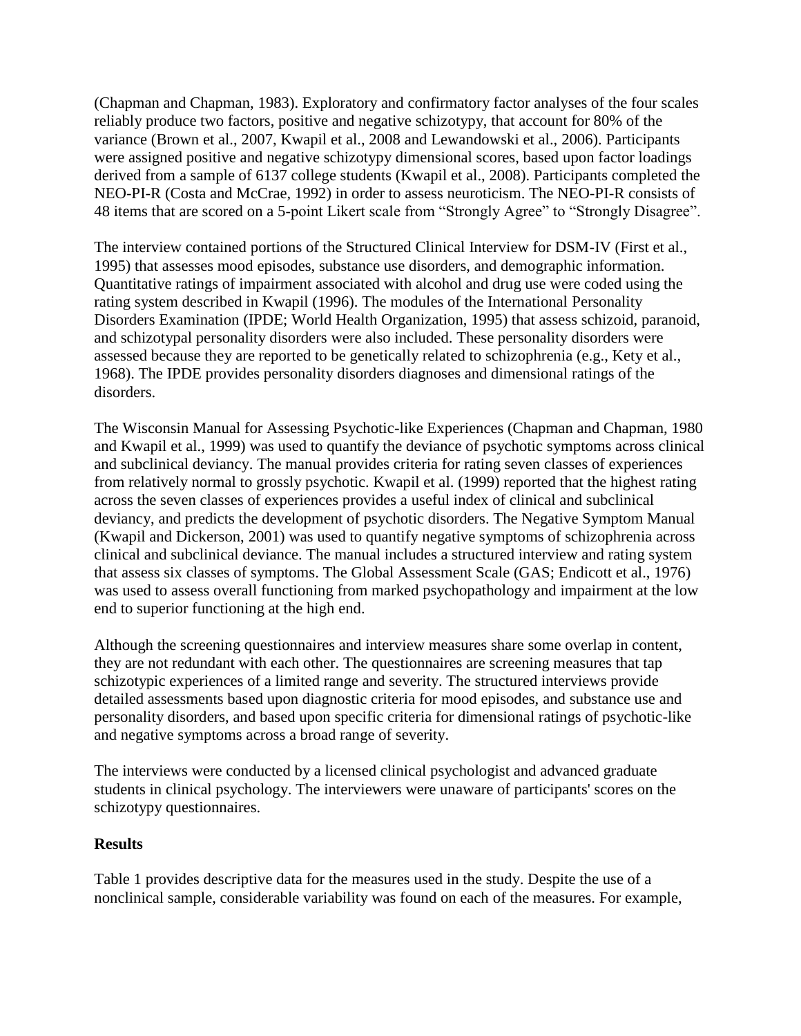(Chapman and Chapman, 1983). Exploratory and confirmatory factor analyses of the four scales reliably produce two factors, positive and negative schizotypy, that account for 80% of the variance (Brown et al., 2007, Kwapil et al., 2008 and Lewandowski et al., 2006). Participants were assigned positive and negative schizotypy dimensional scores, based upon factor loadings derived from a sample of 6137 college students (Kwapil et al., 2008). Participants completed the NEO-PI-R (Costa and McCrae, 1992) in order to assess neuroticism. The NEO-PI-R consists of 48 items that are scored on a 5-point Likert scale from "Strongly Agree" to "Strongly Disagree".

The interview contained portions of the Structured Clinical Interview for DSM-IV (First et al., 1995) that assesses mood episodes, substance use disorders, and demographic information. Quantitative ratings of impairment associated with alcohol and drug use were coded using the rating system described in Kwapil (1996). The modules of the International Personality Disorders Examination (IPDE; World Health Organization, 1995) that assess schizoid, paranoid, and schizotypal personality disorders were also included. These personality disorders were assessed because they are reported to be genetically related to schizophrenia (e.g., Kety et al., 1968). The IPDE provides personality disorders diagnoses and dimensional ratings of the disorders.

The Wisconsin Manual for Assessing Psychotic-like Experiences (Chapman and Chapman, 1980 and Kwapil et al., 1999) was used to quantify the deviance of psychotic symptoms across clinical and subclinical deviancy. The manual provides criteria for rating seven classes of experiences from relatively normal to grossly psychotic. Kwapil et al. (1999) reported that the highest rating across the seven classes of experiences provides a useful index of clinical and subclinical deviancy, and predicts the development of psychotic disorders. The Negative Symptom Manual (Kwapil and Dickerson, 2001) was used to quantify negative symptoms of schizophrenia across clinical and subclinical deviance. The manual includes a structured interview and rating system that assess six classes of symptoms. The Global Assessment Scale (GAS; Endicott et al., 1976) was used to assess overall functioning from marked psychopathology and impairment at the low end to superior functioning at the high end.

Although the screening questionnaires and interview measures share some overlap in content, they are not redundant with each other. The questionnaires are screening measures that tap schizotypic experiences of a limited range and severity. The structured interviews provide detailed assessments based upon diagnostic criteria for mood episodes, and substance use and personality disorders, and based upon specific criteria for dimensional ratings of psychotic-like and negative symptoms across a broad range of severity.

The interviews were conducted by a licensed clinical psychologist and advanced graduate students in clinical psychology. The interviewers were unaware of participants' scores on the schizotypy questionnaires.

## Results

Table 1 provides descriptive data for the measures used in the study. Despite the use of a nonclinical sample, considerable variability was found on each of the measures. For example,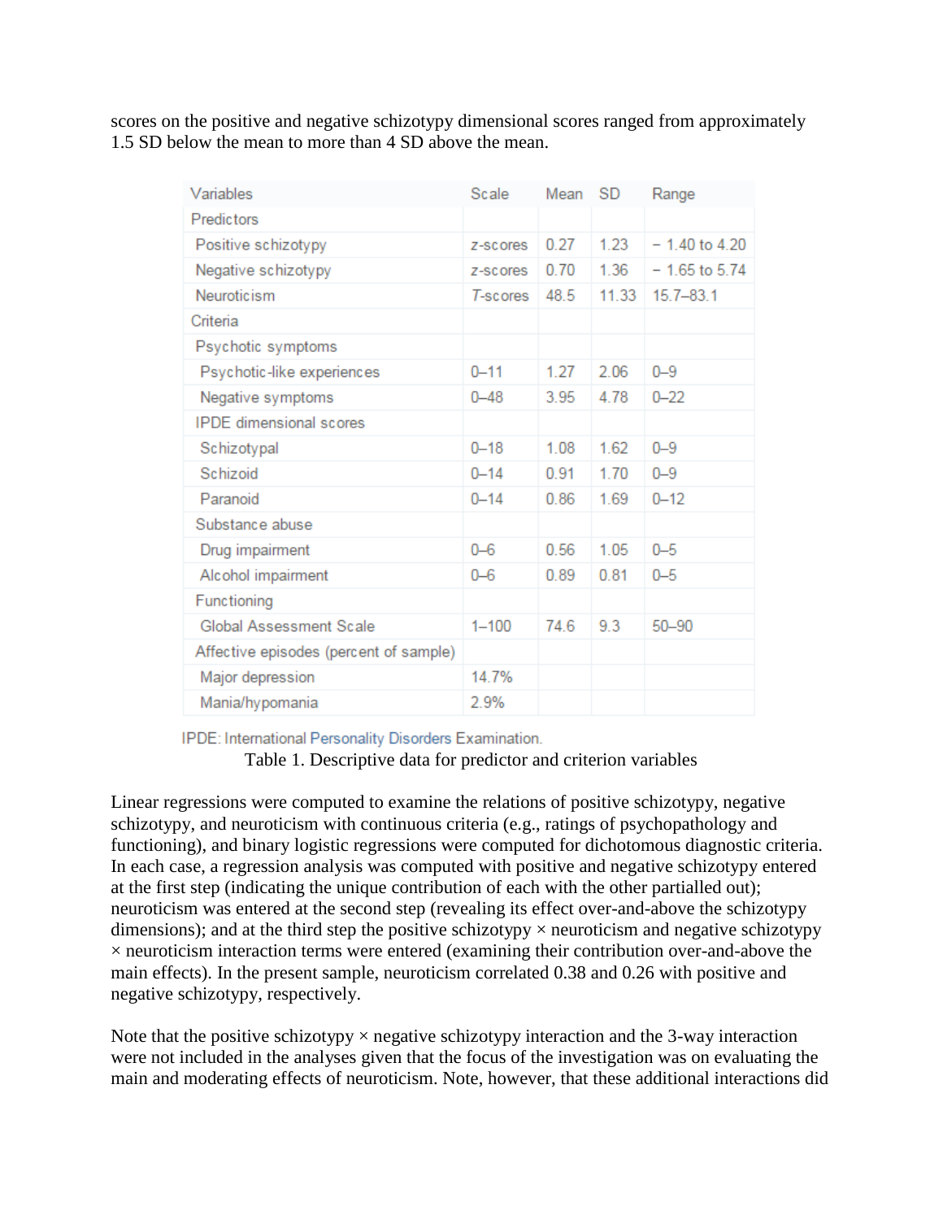scores on the positive and negative schizotypy dimensional scores ranged from approximately 1.5 SD below the mean to more than 4 SD above the mean.

| Variables | Scale | Mean | SD | Range |
|---|---|---|---|---|
| Predictors | | | | |
| Positive schizotypy | z-scores | 0.27 | 1.23 | − 1.40 to 4.20 |
| Negative schizotypy | z-scores | 0.70 | 1.36 | − 1.65 to 5.74 |
| Neuroticism | *T*-scores | 48.5 | 11.33 | 15.7–83.1 |
| Criteria | | | | |
| Psychotic symptoms | | | | |
| Psychotic-like experiences | 0–11 | 1.27 | 2.06 | 0–9 |
| Negative symptoms | 0–48 | 3.95 | 4.78 | 0–22 |
| IPDE dimensional scores | | | | |
| Schizotypal | 0–18 | 1.08 | 1.62 | 0–9 |
| Schizoid | 0–14 | 0.91 | 1.70 | 0–9 |
| Paranoid | 0–14 | 0.86 | 1.69 | 0–12 |
| Substance abuse | | | | |
| Drug impairment | 0–6 | 0.56 | 1.05 | 0–5 |
| Alcohol impairment | 0–6 | 0.89 | 0.81 | 0–5 |
| Functioning | | | | |
| Global Assessment Scale | 1–100 | 74.6 | 9.3 | 50–90 |
| Affective episodes (percent of sample) | | | | |
| Major depression | 14.7% | | | |
| Mania/hypomania | 2.9% | | | |

IPDE: International Personality Disorders Examination.

Table 1. Descriptive data for predictor and criterion variables

Linear regressions were computed to examine the relations of positive schizotypy, negative schizotypy, and neuroticism with continuous criteria (e.g., ratings of psychopathology and functioning), and binary logistic regressions were computed for dichotomous diagnostic criteria. In each case, a regression analysis was computed with positive and negative schizotypy entered at the first step (indicating the unique contribution of each with the other partialled out); neuroticism was entered at the second step (revealing its effect over-and-above the schizotypy dimensions); and at the third step the positive schizotypy × neuroticism and negative schizotypy × neuroticism interaction terms were entered (examining their contribution over-and-above the main effects). In the present sample, neuroticism correlated 0.38 and 0.26 with positive and negative schizotypy, respectively.

Note that the positive schizotypy × negative schizotypy interaction and the 3-way interaction were not included in the analyses given that the focus of the investigation was on evaluating the main and moderating effects of neuroticism. Note, however, that these additional interactions did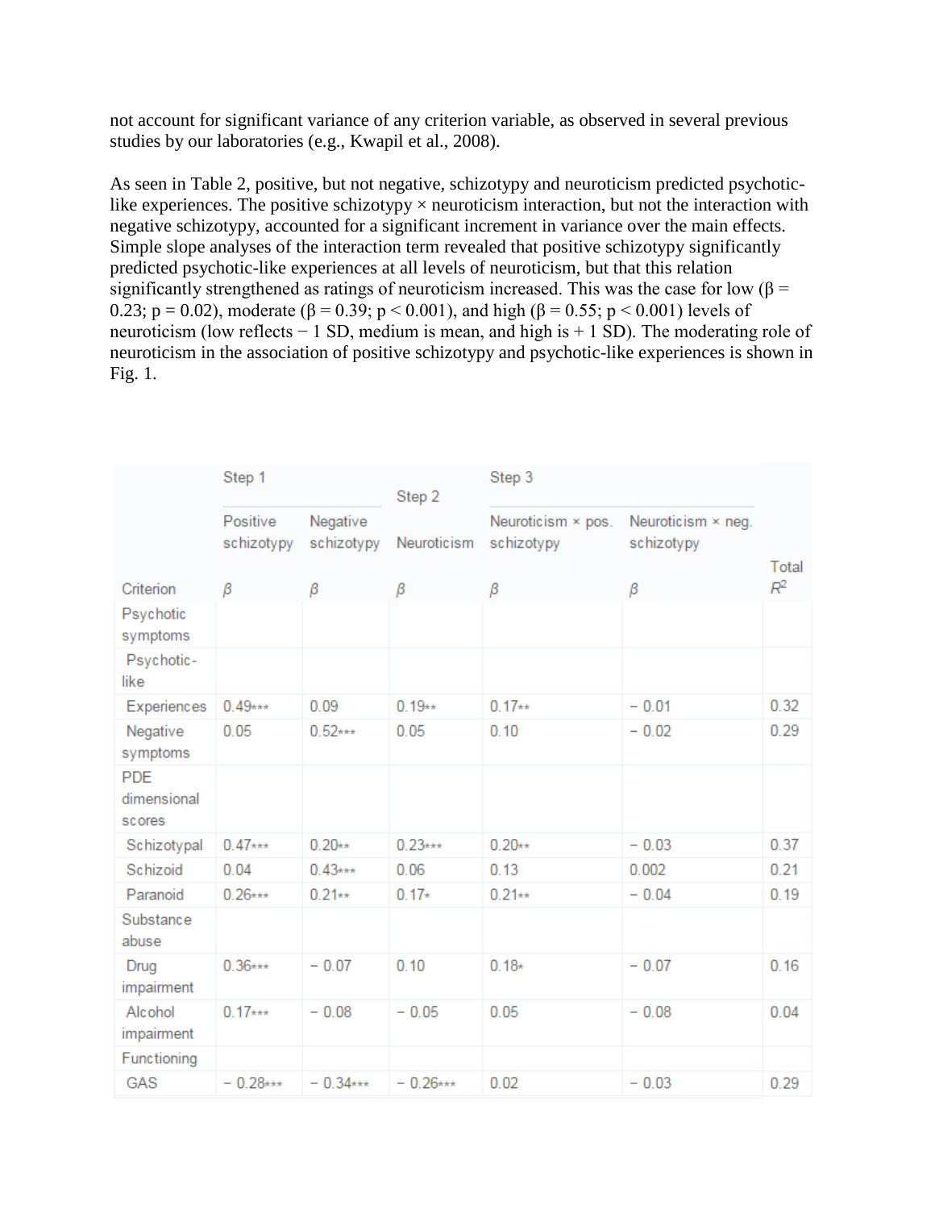not account for significant variance of any criterion variable, as observed in several previous studies by our laboratories (e.g., Kwapil et al., 2008).

As seen in Table 2, positive, but not negative, schizotypy and neuroticism predicted psychotic-like experiences. The positive schizotypy × neuroticism interaction, but not the interaction with negative schizotypy, accounted for a significant increment in variance over the main effects. Simple slope analyses of the interaction term revealed that positive schizotypy significantly predicted psychotic-like experiences at all levels of neuroticism, but that this relation significantly strengthened as ratings of neuroticism increased. This was the case for low (β = 0.23; $p = 0.02$), moderate (β = 0.39; $p < 0.001$), and high (β = 0.55; $p < 0.001$) levels of neuroticism (low reflects − 1 SD, medium is mean, and high is + 1 SD). The moderating role of neuroticism in the association of positive schizotypy and psychotic-like experiences is shown in Fig. 1.

| | Step 1 | | Step 2 | Step 3 | | |
|---|---|---|---|---|---|---|
| | Positive schizotypy | Negative schizotypy | Neuroticism | Neuroticism × pos. schizotypy | Neuroticism × neg. schizotypy | |
| Criterion | β | β | β | β | β | Total $R^2$ |
| Psychotic symptoms | | | | | | |
| Psychotic-like | | | | | | |
| Experiences | 0.49*** | 0.09 | 0.19** | 0.17** | − 0.01 | 0.32 |
| Negative symptoms | 0.05 | 0.52*** | 0.05 | 0.10 | − 0.02 | 0.29 |
| PDE dimensional scores | | | | | | |
| Schizotypal | 0.47*** | 0.20** | 0.23*** | 0.20** | − 0.03 | 0.37 |
| Schizoid | 0.04 | 0.43*** | 0.06 | 0.13 | 0.002 | 0.21 |
| Paranoid | 0.26*** | 0.21** | 0.17* | 0.21** | − 0.04 | 0.19 |
| Substance abuse | | | | | | |
| Drug impairment | 0.36*** | − 0.07 | 0.10 | 0.18* | − 0.07 | 0.16 |
| Alcohol impairment | 0.17*** | − 0.08 | − 0.05 | 0.05 | − 0.08 | 0.04 |
| Functioning | | | | | | |
| GAS | − 0.28*** | − 0.34*** | − 0.26*** | 0.02 | − 0.03 | 0.29 |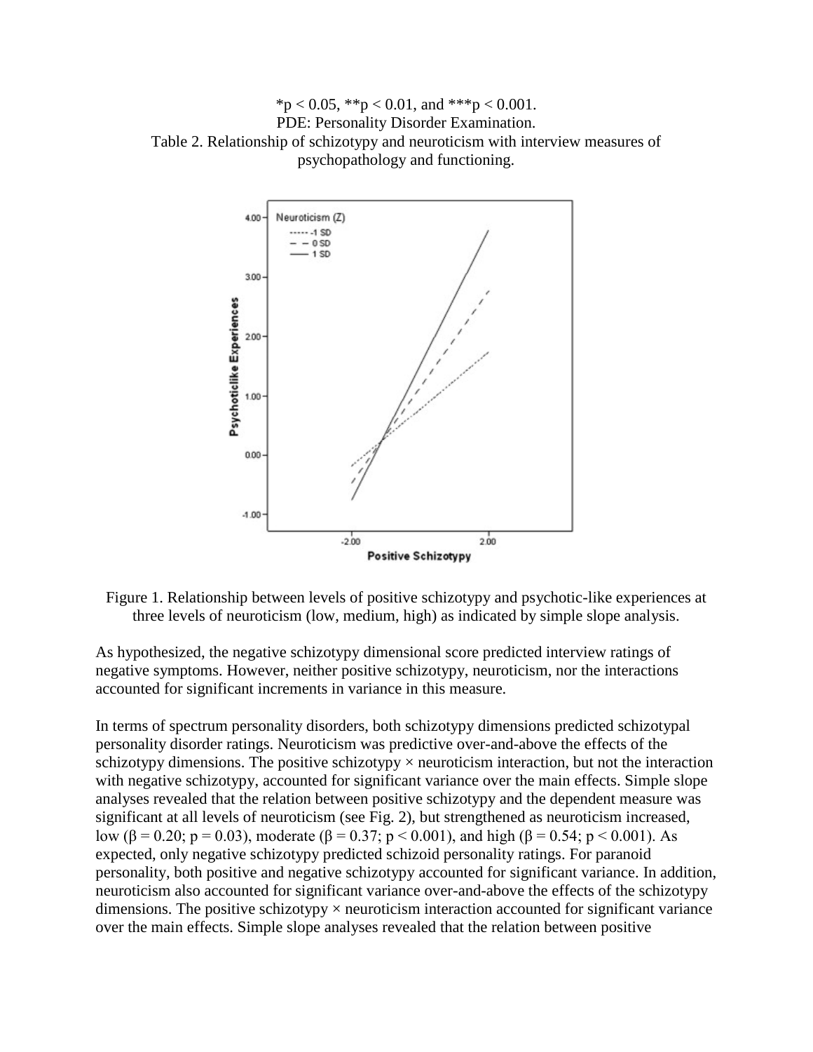*p < 0.05, **p < 0.01, and ***p < 0.001.
PDE: Personality Disorder Examination.
Table 2. Relationship of schizotypy and neuroticism with interview measures of psychopathology and functioning.

Figure 1. Relationship between levels of positive schizotypy and psychotic-like experiences at three levels of neuroticism (low, medium, high) as indicated by simple slope analysis.

As hypothesized, the negative schizotypy dimensional score predicted interview ratings of negative symptoms. However, neither positive schizotypy, neuroticism, nor the interactions accounted for significant increments in variance in this measure.

In terms of spectrum personality disorders, both schizotypy dimensions predicted schizotypal personality disorder ratings. Neuroticism was predictive over-and-above the effects of the schizotypy dimensions. The positive schizotypy × neuroticism interaction, but not the interaction with negative schizotypy, accounted for significant variance over the main effects. Simple slope analyses revealed that the relation between positive schizotypy and the dependent measure was significant at all levels of neuroticism (see Fig. 2), but strengthened as neuroticism increased, low ($\beta = 0.20$; $p = 0.03$), moderate ($\beta = 0.37$; $p < 0.001$), and high ($\beta = 0.54$; $p < 0.001$). As expected, only negative schizotypy predicted schizoid personality ratings. For paranoid personality, both positive and negative schizotypy accounted for significant variance. In addition, neuroticism also accounted for significant variance over-and-above the effects of the schizotypy dimensions. The positive schizotypy × neuroticism interaction accounted for significant variance over the main effects. Simple slope analyses revealed that the relation between positive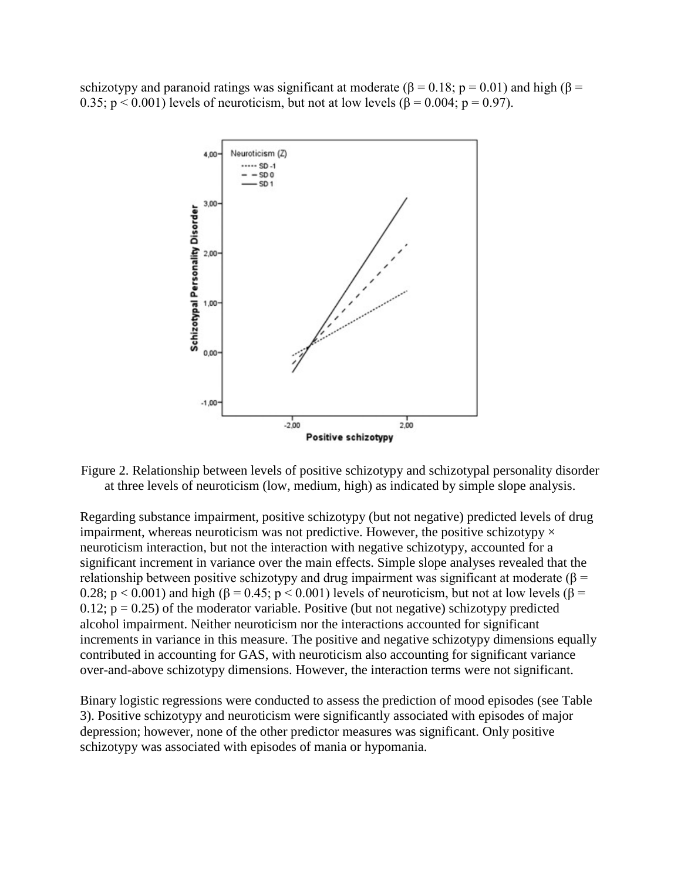schizotypy and paranoid ratings was significant at moderate ($\beta = 0.18$; $p = 0.01$) and high ($\beta = 0.35$; $p < 0.001$) levels of neuroticism, but not at low levels ($\beta = 0.004$; $p = 0.97$).

Figure 2. Relationship between levels of positive schizotypy and schizotypal personality disorder at three levels of neuroticism (low, medium, high) as indicated by simple slope analysis.

Regarding substance impairment, positive schizotypy (but not negative) predicted levels of drug impairment, whereas neuroticism was not predictive. However, the positive schizotypy × neuroticism interaction, but not the interaction with negative schizotypy, accounted for a significant increment in variance over the main effects. Simple slope analyses revealed that the relationship between positive schizotypy and drug impairment was significant at moderate ($\beta = 0.28$; $p < 0.001$) and high ($\beta = 0.45$; $p < 0.001$) levels of neuroticism, but not at low levels ($\beta = 0.12$; $p = 0.25$) of the moderator variable. Positive (but not negative) schizotypy predicted alcohol impairment. Neither neuroticism nor the interactions accounted for significant increments in variance in this measure. The positive and negative schizotypy dimensions equally contributed in accounting for GAS, with neuroticism also accounting for significant variance over-and-above schizotypy dimensions. However, the interaction terms were not significant.

Binary logistic regressions were conducted to assess the prediction of mood episodes (see Table 3). Positive schizotypy and neuroticism were significantly associated with episodes of major depression; however, none of the other predictor measures was significant. Only positive schizotypy was associated with episodes of mania or hypomania.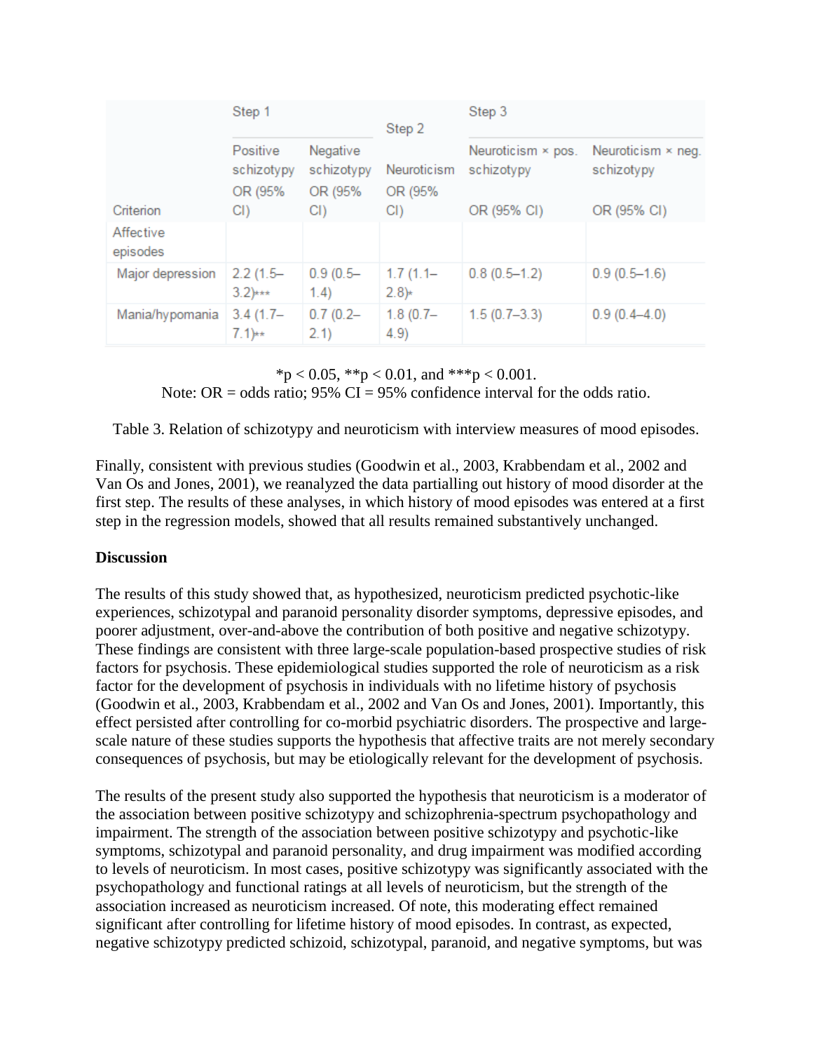| | Step 1 | | Step 2 | Step 3 | |
|---|---|---|---|---|---|
| | Positive schizotypy | Negative schizotypy | Neuroticism | Neuroticism × pos. schizotypy | Neuroticism × neg. schizotypy |
| Criterion | OR (95% CI) | OR (95% CI) | OR (95% CI) | OR (95% CI) | OR (95% CI) |
| Affective episodes | | | | | |
| Major depression | 2.2 (1.5–3.2)*** | 0.9 (0.5–1.4) | 1.7 (1.1–2.8)* | 0.8 (0.5–1.2) | 0.9 (0.5–1.6) |
| Mania/hypomania | 3.4 (1.7–7.1)** | 0.7 (0.2–2.1) | 1.8 (0.7–4.9) | 1.5 (0.7–3.3) | 0.9 (0.4–4.0) |

*$p < 0.05$, **$p < 0.01$, and ***$p < 0.001$.
Note: OR = odds ratio; 95% CI = 95% confidence interval for the odds ratio.

Table 3. Relation of schizotypy and neuroticism with interview measures of mood episodes.

Finally, consistent with previous studies (Goodwin et al., 2003, Krabbendam et al., 2002 and Van Os and Jones, 2001), we reanalyzed the data partialling out history of mood disorder at the first step. The results of these analyses, in which history of mood episodes was entered at a first step in the regression models, showed that all results remained substantively unchanged.

**Discussion**

The results of this study showed that, as hypothesized, neuroticism predicted psychotic-like experiences, schizotypal and paranoid personality disorder symptoms, depressive episodes, and poorer adjustment, over-and-above the contribution of both positive and negative schizotypy. These findings are consistent with three large-scale population-based prospective studies of risk factors for psychosis. These epidemiological studies supported the role of neuroticism as a risk factor for the development of psychosis in individuals with no lifetime history of psychosis (Goodwin et al., 2003, Krabbendam et al., 2002 and Van Os and Jones, 2001). Importantly, this effect persisted after controlling for co-morbid psychiatric disorders. The prospective and large-scale nature of these studies supports the hypothesis that affective traits are not merely secondary consequences of psychosis, but may be etiologically relevant for the development of psychosis.

The results of the present study also supported the hypothesis that neuroticism is a moderator of the association between positive schizotypy and schizophrenia-spectrum psychopathology and impairment. The strength of the association between positive schizotypy and psychotic-like symptoms, schizotypal and paranoid personality, and drug impairment was modified according to levels of neuroticism. In most cases, positive schizotypy was significantly associated with the psychopathology and functional ratings at all levels of neuroticism, but the strength of the association increased as neuroticism increased. Of note, this moderating effect remained significant after controlling for lifetime history of mood episodes. In contrast, as expected, negative schizotypy predicted schizoid, schizotypal, paranoid, and negative symptoms, but was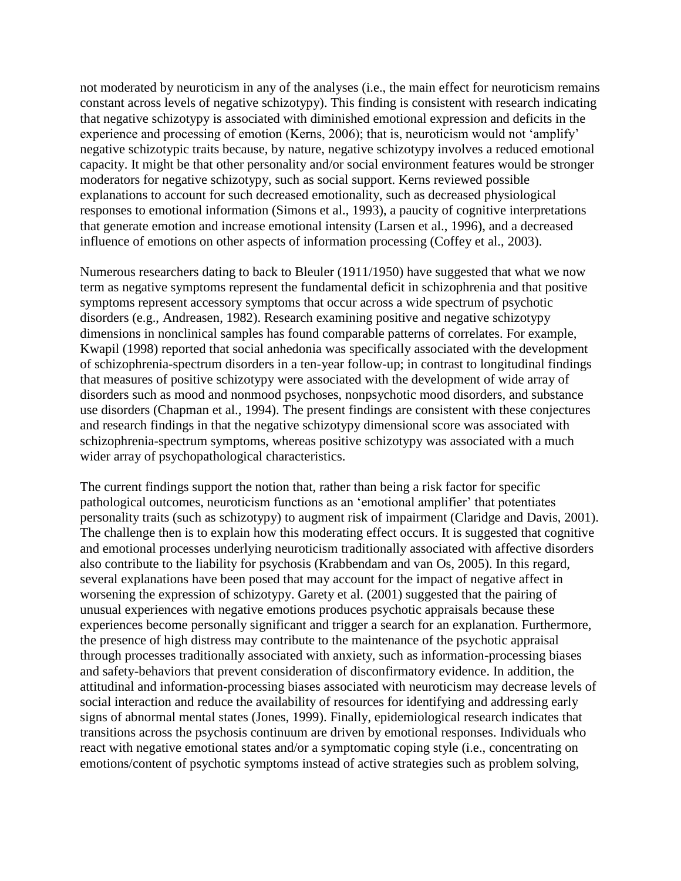not moderated by neuroticism in any of the analyses (i.e., the main effect for neuroticism remains constant across levels of negative schizotypy). This finding is consistent with research indicating that negative schizotypy is associated with diminished emotional expression and deficits in the experience and processing of emotion (Kerns, 2006); that is, neuroticism would not 'amplify' negative schizotypic traits because, by nature, negative schizotypy involves a reduced emotional capacity. It might be that other personality and/or social environment features would be stronger moderators for negative schizotypy, such as social support. Kerns reviewed possible explanations to account for such decreased emotionality, such as decreased physiological responses to emotional information (Simons et al., 1993), a paucity of cognitive interpretations that generate emotion and increase emotional intensity (Larsen et al., 1996), and a decreased influence of emotions on other aspects of information processing (Coffey et al., 2003).

Numerous researchers dating to back to Bleuler (1911/1950) have suggested that what we now term as negative symptoms represent the fundamental deficit in schizophrenia and that positive symptoms represent accessory symptoms that occur across a wide spectrum of psychotic disorders (e.g., Andreasen, 1982). Research examining positive and negative schizotypy dimensions in nonclinical samples has found comparable patterns of correlates. For example, Kwapil (1998) reported that social anhedonia was specifically associated with the development of schizophrenia-spectrum disorders in a ten-year follow-up; in contrast to longitudinal findings that measures of positive schizotypy were associated with the development of wide array of disorders such as mood and nonmood psychoses, nonpsychotic mood disorders, and substance use disorders (Chapman et al., 1994). The present findings are consistent with these conjectures and research findings in that the negative schizotypy dimensional score was associated with schizophrenia-spectrum symptoms, whereas positive schizotypy was associated with a much wider array of psychopathological characteristics.

The current findings support the notion that, rather than being a risk factor for specific pathological outcomes, neuroticism functions as an 'emotional amplifier' that potentiates personality traits (such as schizotypy) to augment risk of impairment (Claridge and Davis, 2001). The challenge then is to explain how this moderating effect occurs. It is suggested that cognitive and emotional processes underlying neuroticism traditionally associated with affective disorders also contribute to the liability for psychosis (Krabbendam and van Os, 2005). In this regard, several explanations have been posed that may account for the impact of negative affect in worsening the expression of schizotypy. Garety et al. (2001) suggested that the pairing of unusual experiences with negative emotions produces psychotic appraisals because these experiences become personally significant and trigger a search for an explanation. Furthermore, the presence of high distress may contribute to the maintenance of the psychotic appraisal through processes traditionally associated with anxiety, such as information-processing biases and safety-behaviors that prevent consideration of disconfirmatory evidence. In addition, the attitudinal and information-processing biases associated with neuroticism may decrease levels of social interaction and reduce the availability of resources for identifying and addressing early signs of abnormal mental states (Jones, 1999). Finally, epidemiological research indicates that transitions across the psychosis continuum are driven by emotional responses. Individuals who react with negative emotional states and/or a symptomatic coping style (i.e., concentrating on emotions/content of psychotic symptoms instead of active strategies such as problem solving,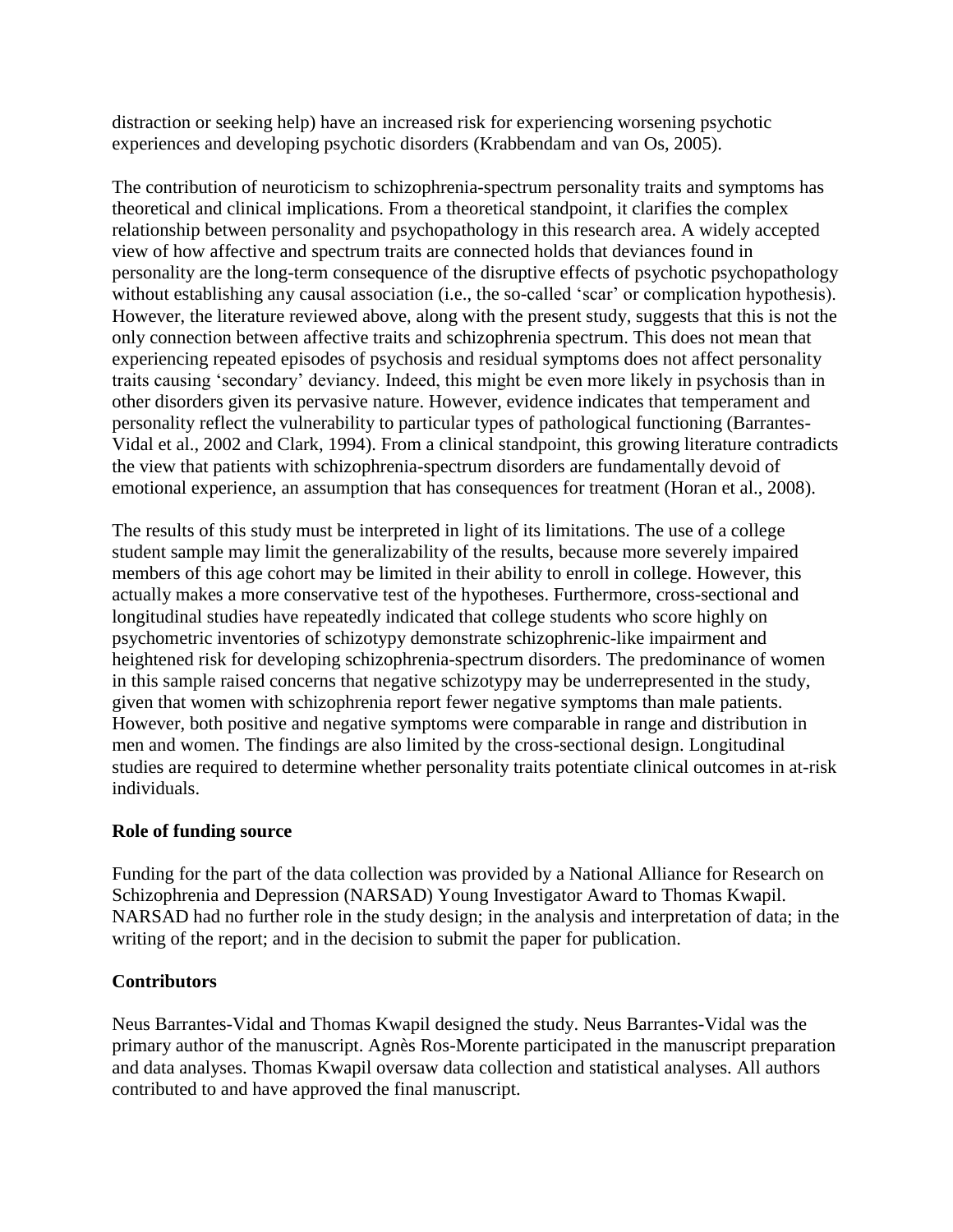distraction or seeking help) have an increased risk for experiencing worsening psychotic experiences and developing psychotic disorders (Krabbendam and van Os, 2005).

The contribution of neuroticism to schizophrenia-spectrum personality traits and symptoms has theoretical and clinical implications. From a theoretical standpoint, it clarifies the complex relationship between personality and psychopathology in this research area. A widely accepted view of how affective and spectrum traits are connected holds that deviances found in personality are the long-term consequence of the disruptive effects of psychotic psychopathology without establishing any causal association (i.e., the so-called 'scar' or complication hypothesis). However, the literature reviewed above, along with the present study, suggests that this is not the only connection between affective traits and schizophrenia spectrum. This does not mean that experiencing repeated episodes of psychosis and residual symptoms does not affect personality traits causing 'secondary' deviancy. Indeed, this might be even more likely in psychosis than in other disorders given its pervasive nature. However, evidence indicates that temperament and personality reflect the vulnerability to particular types of pathological functioning (Barrantes-Vidal et al., 2002 and Clark, 1994). From a clinical standpoint, this growing literature contradicts the view that patients with schizophrenia-spectrum disorders are fundamentally devoid of emotional experience, an assumption that has consequences for treatment (Horan et al., 2008).

The results of this study must be interpreted in light of its limitations. The use of a college student sample may limit the generalizability of the results, because more severely impaired members of this age cohort may be limited in their ability to enroll in college. However, this actually makes a more conservative test of the hypotheses. Furthermore, cross-sectional and longitudinal studies have repeatedly indicated that college students who score highly on psychometric inventories of schizotypy demonstrate schizophrenic-like impairment and heightened risk for developing schizophrenia-spectrum disorders. The predominance of women in this sample raised concerns that negative schizotypy may be underrepresented in the study, given that women with schizophrenia report fewer negative symptoms than male patients. However, both positive and negative symptoms were comparable in range and distribution in men and women. The findings are also limited by the cross-sectional design. Longitudinal studies are required to determine whether personality traits potentiate clinical outcomes in at-risk individuals.

### Role of funding source

Funding for the part of the data collection was provided by a National Alliance for Research on Schizophrenia and Depression (NARSAD) Young Investigator Award to Thomas Kwapil. NARSAD had no further role in the study design; in the analysis and interpretation of data; in the writing of the report; and in the decision to submit the paper for publication.

### Contributors

Neus Barrantes-Vidal and Thomas Kwapil designed the study. Neus Barrantes-Vidal was the primary author of the manuscript. Agnès Ros-Morente participated in the manuscript preparation and data analyses. Thomas Kwapil oversaw data collection and statistical analyses. All authors contributed to and have approved the final manuscript.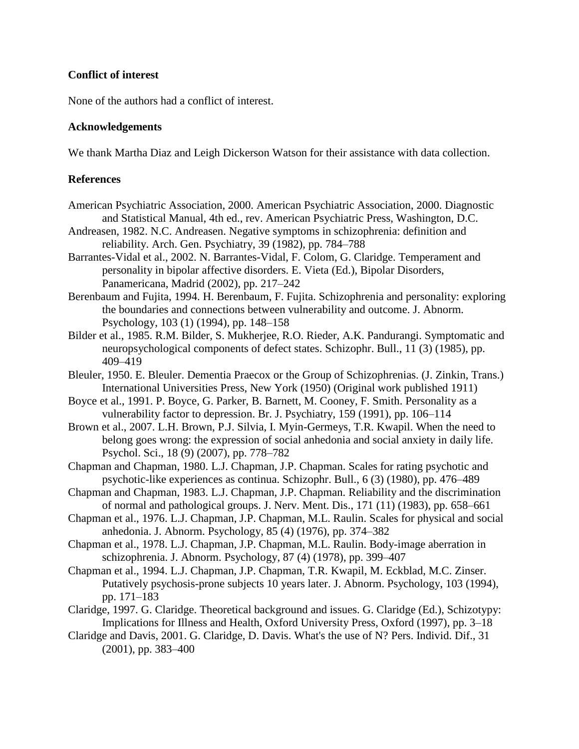## Conflict of interest

None of the authors had a conflict of interest.

## Acknowledgements

We thank Martha Diaz and Leigh Dickerson Watson for their assistance with data collection.

## References

American Psychiatric Association, 2000. American Psychiatric Association, 2000. Diagnostic and Statistical Manual, 4th ed., rev. American Psychiatric Press, Washington, D.C.

Andreasen, 1982. N.C. Andreasen. Negative symptoms in schizophrenia: definition and reliability. Arch. Gen. Psychiatry, 39 (1982), pp. 784–788

Barrantes-Vidal et al., 2002. N. Barrantes-Vidal, F. Colom, G. Claridge. Temperament and personality in bipolar affective disorders. E. Vieta (Ed.), Bipolar Disorders, Panamericana, Madrid (2002), pp. 217–242

Berenbaum and Fujita, 1994. H. Berenbaum, F. Fujita. Schizophrenia and personality: exploring the boundaries and connections between vulnerability and outcome. J. Abnorm. Psychology, 103 (1) (1994), pp. 148–158

Bilder et al., 1985. R.M. Bilder, S. Mukherjee, R.O. Rieder, A.K. Pandurangi. Symptomatic and neuropsychological components of defect states. Schizophr. Bull., 11 (3) (1985), pp. 409–419

Bleuler, 1950. E. Bleuler. Dementia Praecox or the Group of Schizophrenias. (J. Zinkin, Trans.) International Universities Press, New York (1950) (Original work published 1911)

Boyce et al., 1991. P. Boyce, G. Parker, B. Barnett, M. Cooney, F. Smith. Personality as a vulnerability factor to depression. Br. J. Psychiatry, 159 (1991), pp. 106–114

Brown et al., 2007. L.H. Brown, P.J. Silvia, I. Myin-Germeys, T.R. Kwapil. When the need to belong goes wrong: the expression of social anhedonia and social anxiety in daily life. Psychol. Sci., 18 (9) (2007), pp. 778–782

Chapman and Chapman, 1980. L.J. Chapman, J.P. Chapman. Scales for rating psychotic and psychotic-like experiences as continua. Schizophr. Bull., 6 (3) (1980), pp. 476–489

Chapman and Chapman, 1983. L.J. Chapman, J.P. Chapman. Reliability and the discrimination of normal and pathological groups. J. Nerv. Ment. Dis., 171 (11) (1983), pp. 658–661

Chapman et al., 1976. L.J. Chapman, J.P. Chapman, M.L. Raulin. Scales for physical and social anhedonia. J. Abnorm. Psychology, 85 (4) (1976), pp. 374–382

Chapman et al., 1978. L.J. Chapman, J.P. Chapman, M.L. Raulin. Body-image aberration in schizophrenia. J. Abnorm. Psychology, 87 (4) (1978), pp. 399–407

Chapman et al., 1994. L.J. Chapman, J.P. Chapman, T.R. Kwapil, M. Eckblad, M.C. Zinser. Putatively psychosis-prone subjects 10 years later. J. Abnorm. Psychology, 103 (1994), pp. 171–183

Claridge, 1997. G. Claridge. Theoretical background and issues. G. Claridge (Ed.), Schizotypy: Implications for Illness and Health, Oxford University Press, Oxford (1997), pp. 3–18

Claridge and Davis, 2001. G. Claridge, D. Davis. What's the use of N? Pers. Individ. Dif., 31 (2001), pp. 383–400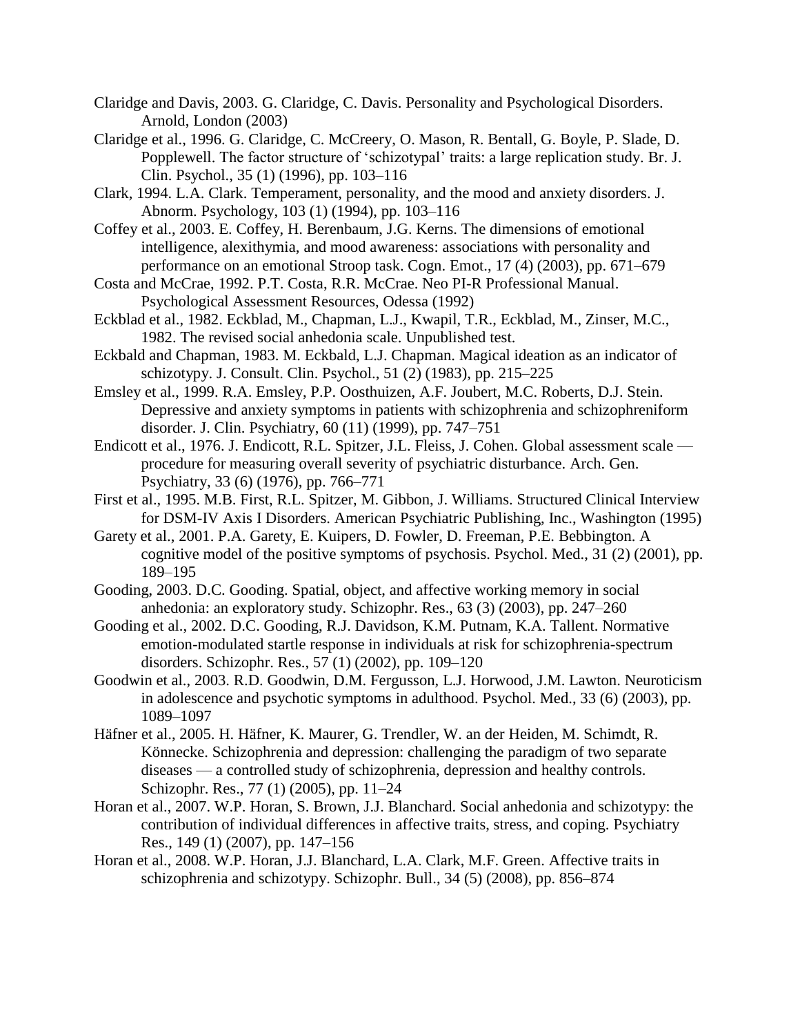Claridge and Davis, 2003. G. Claridge, C. Davis. Personality and Psychological Disorders. Arnold, London (2003)

Claridge et al., 1996. G. Claridge, C. McCreery, O. Mason, R. Bentall, G. Boyle, P. Slade, D. Popplewell. The factor structure of 'schizotypal' traits: a large replication study. Br. J. Clin. Psychol., 35 (1) (1996), pp. 103–116

Clark, 1994. L.A. Clark. Temperament, personality, and the mood and anxiety disorders. J. Abnorm. Psychology, 103 (1) (1994), pp. 103–116

Coffey et al., 2003. E. Coffey, H. Berenbaum, J.G. Kerns. The dimensions of emotional intelligence, alexithymia, and mood awareness: associations with personality and performance on an emotional Stroop task. Cogn. Emot., 17 (4) (2003), pp. 671–679

Costa and McCrae, 1992. P.T. Costa, R.R. McCrae. Neo PI-R Professional Manual. Psychological Assessment Resources, Odessa (1992)

Eckblad et al., 1982. Eckblad, M., Chapman, L.J., Kwapil, T.R., Eckblad, M., Zinser, M.C., 1982. The revised social anhedonia scale. Unpublished test.

Eckbald and Chapman, 1983. M. Eckbald, L.J. Chapman. Magical ideation as an indicator of schizotypy. J. Consult. Clin. Psychol., 51 (2) (1983), pp. 215–225

Emsley et al., 1999. R.A. Emsley, P.P. Oosthuizen, A.F. Joubert, M.C. Roberts, D.J. Stein. Depressive and anxiety symptoms in patients with schizophrenia and schizophreniform disorder. J. Clin. Psychiatry, 60 (11) (1999), pp. 747–751

Endicott et al., 1976. J. Endicott, R.L. Spitzer, J.L. Fleiss, J. Cohen. Global assessment scale — procedure for measuring overall severity of psychiatric disturbance. Arch. Gen. Psychiatry, 33 (6) (1976), pp. 766–771

First et al., 1995. M.B. First, R.L. Spitzer, M. Gibbon, J. Williams. Structured Clinical Interview for DSM-IV Axis I Disorders. American Psychiatric Publishing, Inc., Washington (1995)

Garety et al., 2001. P.A. Garety, E. Kuipers, D. Fowler, D. Freeman, P.E. Bebbington. A cognitive model of the positive symptoms of psychosis. Psychol. Med., 31 (2) (2001), pp. 189–195

Gooding, 2003. D.C. Gooding. Spatial, object, and affective working memory in social anhedonia: an exploratory study. Schizophr. Res., 63 (3) (2003), pp. 247–260

Gooding et al., 2002. D.C. Gooding, R.J. Davidson, K.M. Putnam, K.A. Tallent. Normative emotion-modulated startle response in individuals at risk for schizophrenia-spectrum disorders. Schizophr. Res., 57 (1) (2002), pp. 109–120

Goodwin et al., 2003. R.D. Goodwin, D.M. Fergusson, L.J. Horwood, J.M. Lawton. Neuroticism in adolescence and psychotic symptoms in adulthood. Psychol. Med., 33 (6) (2003), pp. 1089–1097

Häfner et al., 2005. H. Häfner, K. Maurer, G. Trendler, W. an der Heiden, M. Schimdt, R. Könnecke. Schizophrenia and depression: challenging the paradigm of two separate diseases — a controlled study of schizophrenia, depression and healthy controls. Schizophr. Res., 77 (1) (2005), pp. 11–24

Horan et al., 2007. W.P. Horan, S. Brown, J.J. Blanchard. Social anhedonia and schizotypy: the contribution of individual differences in affective traits, stress, and coping. Psychiatry Res., 149 (1) (2007), pp. 147–156

Horan et al., 2008. W.P. Horan, J.J. Blanchard, L.A. Clark, M.F. Green. Affective traits in schizophrenia and schizotypy. Schizophr. Bull., 34 (5) (2008), pp. 856–874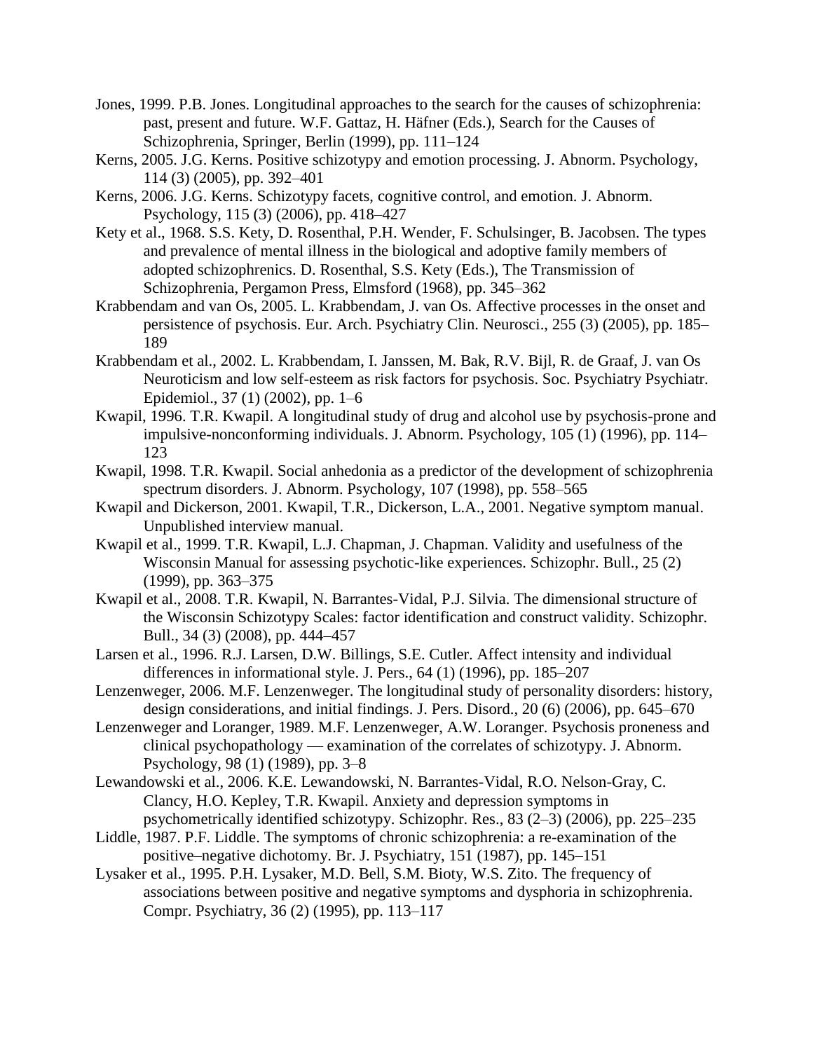Jones, 1999. P.B. Jones. Longitudinal approaches to the search for the causes of schizophrenia: past, present and future. W.F. Gattaz, H. Häfner (Eds.), Search for the Causes of Schizophrenia, Springer, Berlin (1999), pp. 111–124

Kerns, 2005. J.G. Kerns. Positive schizotypy and emotion processing. J. Abnorm. Psychology, 114 (3) (2005), pp. 392–401

Kerns, 2006. J.G. Kerns. Schizotypy facets, cognitive control, and emotion. J. Abnorm. Psychology, 115 (3) (2006), pp. 418–427

Kety et al., 1968. S.S. Kety, D. Rosenthal, P.H. Wender, F. Schulsinger, B. Jacobsen. The types and prevalence of mental illness in the biological and adoptive family members of adopted schizophrenics. D. Rosenthal, S.S. Kety (Eds.), The Transmission of Schizophrenia, Pergamon Press, Elmsford (1968), pp. 345–362

Krabbendam and van Os, 2005. L. Krabbendam, J. van Os. Affective processes in the onset and persistence of psychosis. Eur. Arch. Psychiatry Clin. Neurosci., 255 (3) (2005), pp. 185–189

Krabbendam et al., 2002. L. Krabbendam, I. Janssen, M. Bak, R.V. Bijl, R. de Graaf, J. van Os Neuroticism and low self-esteem as risk factors for psychosis. Soc. Psychiatry Psychiatr. Epidemiol., 37 (1) (2002), pp. 1–6

Kwapil, 1996. T.R. Kwapil. A longitudinal study of drug and alcohol use by psychosis-prone and impulsive-nonconforming individuals. J. Abnorm. Psychology, 105 (1) (1996), pp. 114–123

Kwapil, 1998. T.R. Kwapil. Social anhedonia as a predictor of the development of schizophrenia spectrum disorders. J. Abnorm. Psychology, 107 (1998), pp. 558–565

Kwapil and Dickerson, 2001. Kwapil, T.R., Dickerson, L.A., 2001. Negative symptom manual. Unpublished interview manual.

Kwapil et al., 1999. T.R. Kwapil, L.J. Chapman, J. Chapman. Validity and usefulness of the Wisconsin Manual for assessing psychotic-like experiences. Schizophr. Bull., 25 (2) (1999), pp. 363–375

Kwapil et al., 2008. T.R. Kwapil, N. Barrantes-Vidal, P.J. Silvia. The dimensional structure of the Wisconsin Schizotypy Scales: factor identification and construct validity. Schizophr. Bull., 34 (3) (2008), pp. 444–457

Larsen et al., 1996. R.J. Larsen, D.W. Billings, S.E. Cutler. Affect intensity and individual differences in informational style. J. Pers., 64 (1) (1996), pp. 185–207

Lenzenweger, 2006. M.F. Lenzenweger. The longitudinal study of personality disorders: history, design considerations, and initial findings. J. Pers. Disord., 20 (6) (2006), pp. 645–670

Lenzenweger and Loranger, 1989. M.F. Lenzenweger, A.W. Loranger. Psychosis proneness and clinical psychopathology — examination of the correlates of schizotypy. J. Abnorm. Psychology, 98 (1) (1989), pp. 3–8

Lewandowski et al., 2006. K.E. Lewandowski, N. Barrantes-Vidal, R.O. Nelson-Gray, C. Clancy, H.O. Kepley, T.R. Kwapil. Anxiety and depression symptoms in psychometrically identified schizotypy. Schizophr. Res., 83 (2–3) (2006), pp. 225–235

Liddle, 1987. P.F. Liddle. The symptoms of chronic schizophrenia: a re-examination of the positive–negative dichotomy. Br. J. Psychiatry, 151 (1987), pp. 145–151

Lysaker et al., 1995. P.H. Lysaker, M.D. Bell, S.M. Bioty, W.S. Zito. The frequency of associations between positive and negative symptoms and dysphoria in schizophrenia. Compr. Psychiatry, 36 (2) (1995), pp. 113–117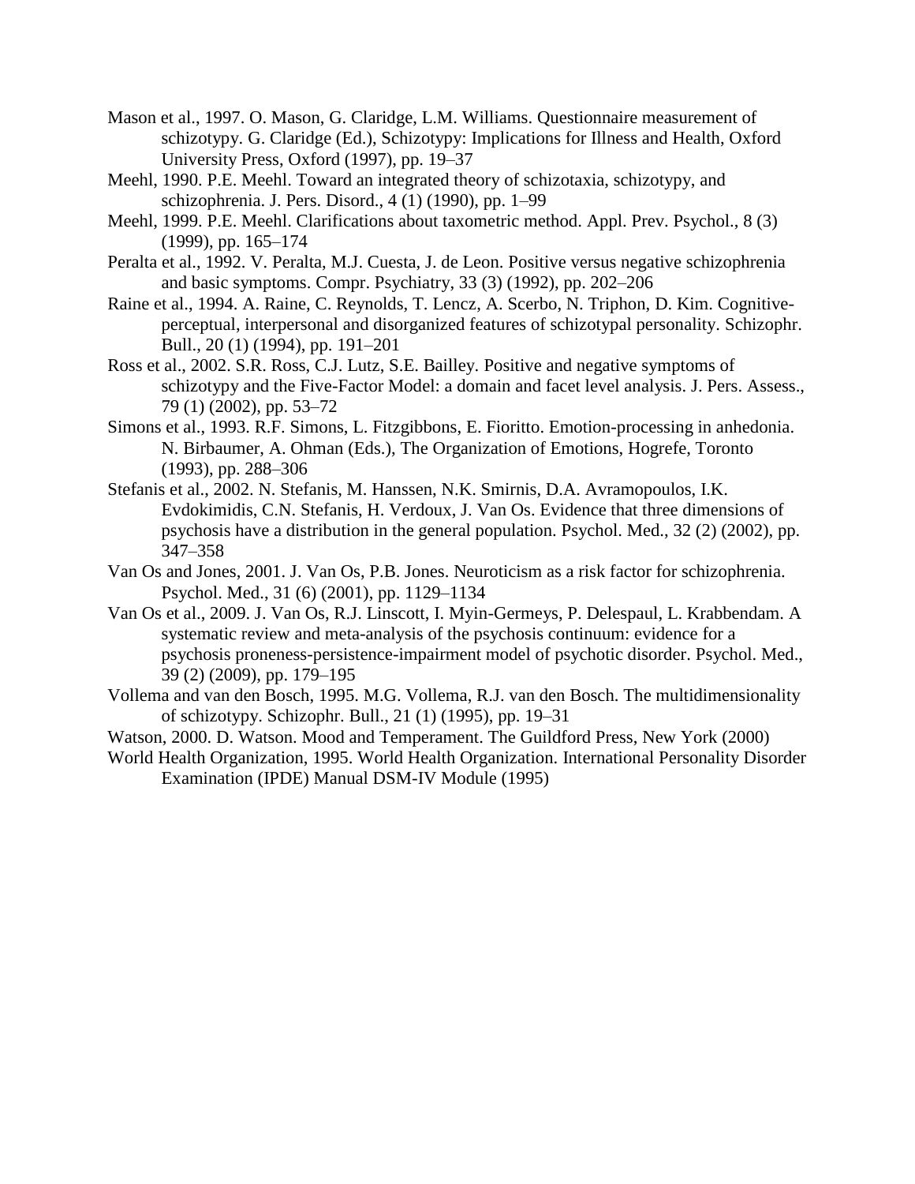Mason et al., 1997. O. Mason, G. Claridge, L.M. Williams. Questionnaire measurement of schizotypy. G. Claridge (Ed.), Schizotypy: Implications for Illness and Health, Oxford University Press, Oxford (1997), pp. 19–37

Meehl, 1990. P.E. Meehl. Toward an integrated theory of schizotaxia, schizotypy, and schizophrenia. J. Pers. Disord., 4 (1) (1990), pp. 1–99

Meehl, 1999. P.E. Meehl. Clarifications about taxometric method. Appl. Prev. Psychol., 8 (3) (1999), pp. 165–174

Peralta et al., 1992. V. Peralta, M.J. Cuesta, J. de Leon. Positive versus negative schizophrenia and basic symptoms. Compr. Psychiatry, 33 (3) (1992), pp. 202–206

Raine et al., 1994. A. Raine, C. Reynolds, T. Lencz, A. Scerbo, N. Triphon, D. Kim. Cognitive-perceptual, interpersonal and disorganized features of schizotypal personality. Schizophr. Bull., 20 (1) (1994), pp. 191–201

Ross et al., 2002. S.R. Ross, C.J. Lutz, S.E. Bailey. Positive and negative symptoms of schizotypy and the Five-Factor Model: a domain and facet level analysis. J. Pers. Assess., 79 (1) (2002), pp. 53–72

Simons et al., 1993. R.F. Simons, L. Fitzgibbons, E. Fioritto. Emotion-processing in anhedonia. N. Birbaumer, A. Ohman (Eds.), The Organization of Emotions, Hogrefe, Toronto (1993), pp. 288–306

Stefanis et al., 2002. N. Stefanis, M. Hanssen, N.K. Smirnis, D.A. Avramopoulos, I.K. Evdokimidis, C.N. Stefanis, H. Verdoux, J. Van Os. Evidence that three dimensions of psychosis have a distribution in the general population. Psychol. Med., 32 (2) (2002), pp. 347–358

Van Os and Jones, 2001. J. Van Os, P.B. Jones. Neuroticism as a risk factor for schizophrenia. Psychol. Med., 31 (6) (2001), pp. 1129–1134

Van Os et al., 2009. J. Van Os, R.J. Linscott, I. Myin-Germeys, P. Delespaul, L. Krabbendam. A systematic review and meta-analysis of the psychosis continuum: evidence for a psychosis proneness-persistence-impairment model of psychotic disorder. Psychol. Med., 39 (2) (2009), pp. 179–195

Vollema and van den Bosch, 1995. M.G. Vollema, R.J. van den Bosch. The multidimensionality of schizotypy. Schizophr. Bull., 21 (1) (1995), pp. 19–31

Watson, 2000. D. Watson. Mood and Temperament. The Guildford Press, New York (2000)

World Health Organization, 1995. World Health Organization. International Personality Disorder Examination (IPDE) Manual DSM-IV Module (1995)